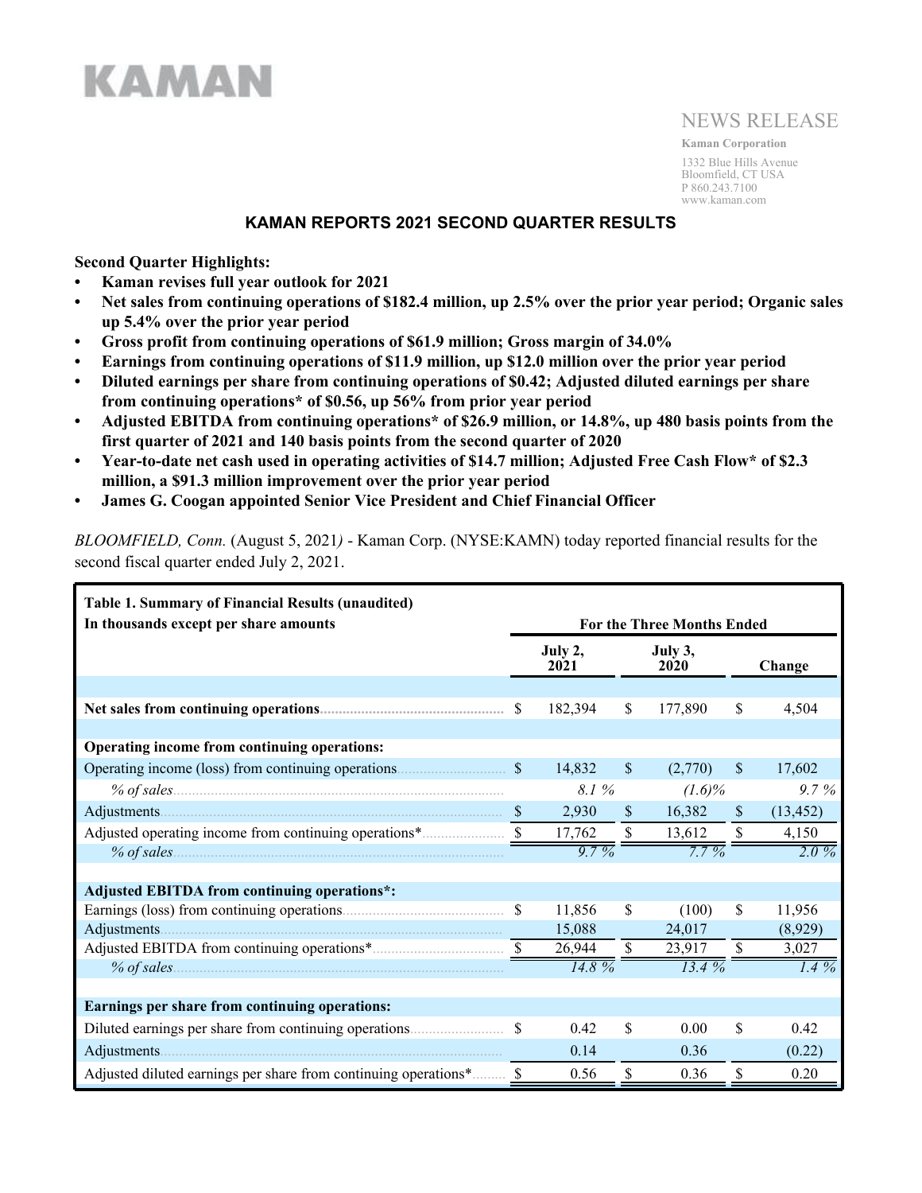KAMAN

NEWS RELEASE

**Kaman Corporation**

1332 Blue Hills Avenue
Bloomfield, CT USA
P 860.243.7100
www.kaman.com

# KAMAN REPORTS 2021 SECOND QUARTER RESULTS

**Second Quarter Highlights:**

- **Kaman revises full year outlook for 2021**
- **Net sales from continuing operations of $182.4 million, up 2.5% over the prior year period; Organic sales up 5.4% over the prior year period**
- **Gross profit from continuing operations of $61.9 million; Gross margin of 34.0%**
- **Earnings from continuing operations of $11.9 million, up $12.0 million over the prior year period**
- **Diluted earnings per share from continuing operations of $0.42; Adjusted diluted earnings per share from continuing operations* of $0.56, up 56% from prior year period**
- **Adjusted EBITDA from continuing operations* of $26.9 million, or 14.8%, up 480 basis points from the first quarter of 2021 and 140 basis points from the second quarter of 2020**
- **Year-to-date net cash used in operating activities of $14.7 million; Adjusted Free Cash Flow* of $2.3 million, a $91.3 million improvement over the prior year period**
- **James G. Coogan appointed Senior Vice President and Chief Financial Officer**

*BLOOMFIELD, Conn.* (August 5, 2021*)* - Kaman Corp. (NYSE:KAMN) today reported financial results for the second fiscal quarter ended July 2, 2021.

| **Table 1. Summary of Financial Results (unaudited)<br>In thousands except per share amounts** | **For the Three Months Ended** | | |
|---|---|---|---|
| | **July 2, 2021** | **July 3, 2020** | **Change** |
| **Net sales from continuing operations** | $ 182,394 | $ 177,890 | $ 4,504 |
| **Operating income from continuing operations:** | | | |
| Operating income (loss) from continuing operations | $ 14,832 | $ (2,770) | $ 17,602 |
| *% of sales* | *8.1 %* | *(1.6)%* | *9.7 %* |
| Adjustments | $ 2,930 | $ 16,382 | $ (13,452) |
| Adjusted operating income from continuing operations* | $ 17,762 | $ 13,612 | $ 4,150 |
| *% of sales* | *9.7 %* | *7.7 %* | *2.0 %* |
| **Adjusted EBITDA from continuing operations*:** | | | |
| Earnings (loss) from continuing operations | $ 11,856 | $ (100) | $ 11,956 |
| Adjustments | 15,088 | 24,017 | (8,929) |
| Adjusted EBITDA from continuing operations* | $ 26,944 | $ 23,917 | $ 3,027 |
| *% of sales* | *14.8 %* | *13.4 %* | *1.4 %* |
| **Earnings per share from continuing operations:** | | | |
| Diluted earnings per share from continuing operations | $ 0.42 | $ 0.00 | $ 0.42 |
| Adjustments | 0.14 | 0.36 | (0.22) |
| Adjusted diluted earnings per share from continuing operations* | $ 0.56 | $ 0.36 | $ 0.20 |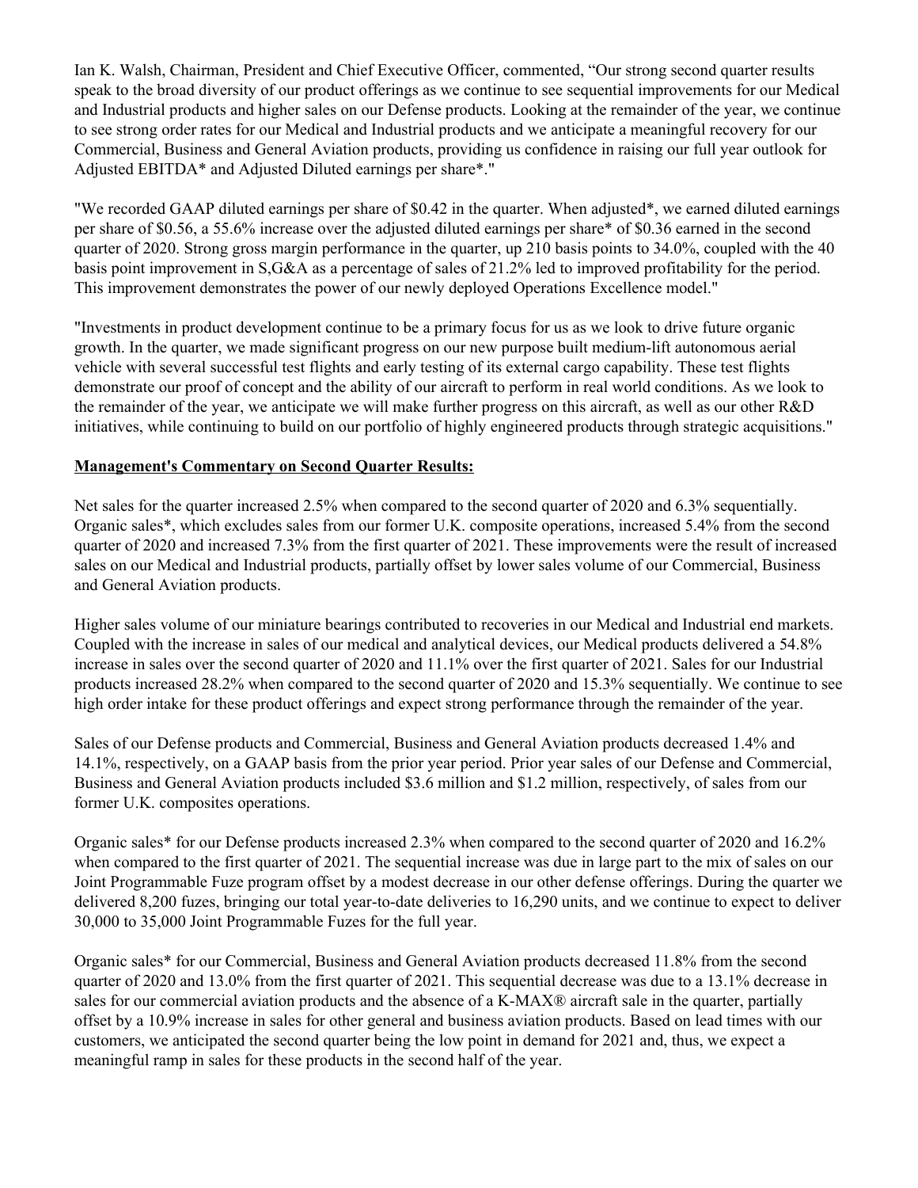Ian K. Walsh, Chairman, President and Chief Executive Officer, commented, “Our strong second quarter results speak to the broad diversity of our product offerings as we continue to see sequential improvements for our Medical and Industrial products and higher sales on our Defense products. Looking at the remainder of the year, we continue to see strong order rates for our Medical and Industrial products and we anticipate a meaningful recovery for our Commercial, Business and General Aviation products, providing us confidence in raising our full year outlook for Adjusted EBITDA* and Adjusted Diluted earnings per share*."

"We recorded GAAP diluted earnings per share of $0.42 in the quarter. When adjusted*, we earned diluted earnings per share of $0.56, a 55.6% increase over the adjusted diluted earnings per share* of $0.36 earned in the second quarter of 2020. Strong gross margin performance in the quarter, up 210 basis points to 34.0%, coupled with the 40 basis point improvement in S,G&A as a percentage of sales of 21.2% led to improved profitability for the period. This improvement demonstrates the power of our newly deployed Operations Excellence model."

"Investments in product development continue to be a primary focus for us as we look to drive future organic growth. In the quarter, we made significant progress on our new purpose built medium-lift autonomous aerial vehicle with several successful test flights and early testing of its external cargo capability. These test flights demonstrate our proof of concept and the ability of our aircraft to perform in real world conditions. As we look to the remainder of the year, we anticipate we will make further progress on this aircraft, as well as our other R&D initiatives, while continuing to build on our portfolio of highly engineered products through strategic acquisitions."

**Management's Commentary on Second Quarter Results:**

Net sales for the quarter increased 2.5% when compared to the second quarter of 2020 and 6.3% sequentially. Organic sales*, which excludes sales from our former U.K. composite operations, increased 5.4% from the second quarter of 2020 and increased 7.3% from the first quarter of 2021. These improvements were the result of increased sales on our Medical and Industrial products, partially offset by lower sales volume of our Commercial, Business and General Aviation products.

Higher sales volume of our miniature bearings contributed to recoveries in our Medical and Industrial end markets. Coupled with the increase in sales of our medical and analytical devices, our Medical products delivered a 54.8% increase in sales over the second quarter of 2020 and 11.1% over the first quarter of 2021. Sales for our Industrial products increased 28.2% when compared to the second quarter of 2020 and 15.3% sequentially. We continue to see high order intake for these product offerings and expect strong performance through the remainder of the year.

Sales of our Defense products and Commercial, Business and General Aviation products decreased 1.4% and 14.1%, respectively, on a GAAP basis from the prior year period. Prior year sales of our Defense and Commercial, Business and General Aviation products included $3.6 million and $1.2 million, respectively, of sales from our former U.K. composites operations.

Organic sales* for our Defense products increased 2.3% when compared to the second quarter of 2020 and 16.2% when compared to the first quarter of 2021. The sequential increase was due in large part to the mix of sales on our Joint Programmable Fuze program offset by a modest decrease in our other defense offerings. During the quarter we delivered 8,200 fuzes, bringing our total year-to-date deliveries to 16,290 units, and we continue to expect to deliver 30,000 to 35,000 Joint Programmable Fuzes for the full year.

Organic sales* for our Commercial, Business and General Aviation products decreased 11.8% from the second quarter of 2020 and 13.0% from the first quarter of 2021. This sequential decrease was due to a 13.1% decrease in sales for our commercial aviation products and the absence of a K-MAX® aircraft sale in the quarter, partially offset by a 10.9% increase in sales for other general and business aviation products. Based on lead times with our customers, we anticipated the second quarter being the low point in demand for 2021 and, thus, we expect a meaningful ramp in sales for these products in the second half of the year.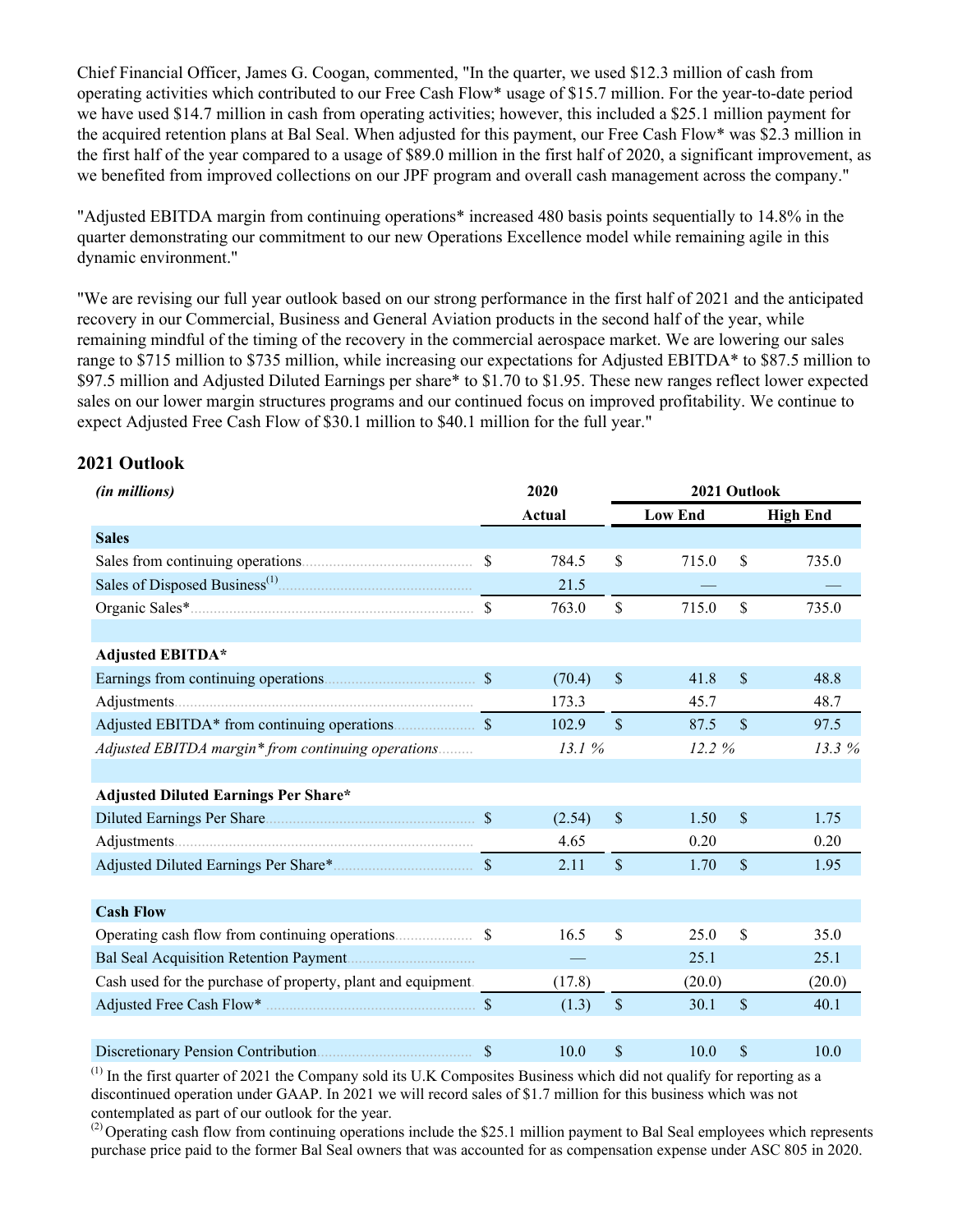Chief Financial Officer, James G. Coogan, commented, "In the quarter, we used $12.3 million of cash from operating activities which contributed to our Free Cash Flow* usage of $15.7 million. For the year-to-date period we have used $14.7 million in cash from operating activities; however, this included a $25.1 million payment for the acquired retention plans at Bal Seal. When adjusted for this payment, our Free Cash Flow* was $2.3 million in the first half of the year compared to a usage of $89.0 million in the first half of 2020, a significant improvement, as we benefited from improved collections on our JPF program and overall cash management across the company."

"Adjusted EBITDA margin from continuing operations* increased 480 basis points sequentially to 14.8% in the quarter demonstrating our commitment to our new Operations Excellence model while remaining agile in this dynamic environment."

"We are revising our full year outlook based on our strong performance in the first half of 2021 and the anticipated recovery in our Commercial, Business and General Aviation products in the second half of the year, while remaining mindful of the timing of the recovery in the commercial aerospace market. We are lowering our sales range to $715 million to $735 million, while increasing our expectations for Adjusted EBITDA* to $87.5 million to $97.5 million and Adjusted Diluted Earnings per share* to $1.70 to $1.95. These new ranges reflect lower expected sales on our lower margin structures programs and our continued focus on improved profitability. We continue to expect Adjusted Free Cash Flow of $30.1 million to $40.1 million for the full year."

## 2021 Outlook

| *(in millions)* | 2020 | 2021 Outlook | |
|---|---|---|---|
| | Actual | Low End | High End |
| **Sales** | | | |
| Sales from continuing operations | $ 784.5 | $ 715.0 | $ 735.0 |
| Sales of Disposed Business[1] | 21.5 | — | — |
| Organic Sales* | $ 763.0 | $ 715.0 | $ 735.0 |
| | | | |
| **Adjusted EBITDA*** | | | |
| Earnings from continuing operations | $ (70.4) | $ 41.8 | $ 48.8 |
| Adjustments | 173.3 | 45.7 | 48.7 |
| Adjusted EBITDA* from continuing operations | $ 102.9 | $ 87.5 | $ 97.5 |
| *Adjusted EBITDA margin* from continuing operations* | *13.1 %* | *12.2 %* | *13.3 %* |
| | | | |
| **Adjusted Diluted Earnings Per Share*** | | | |
| Diluted Earnings Per Share | $ (2.54) | $ 1.50 | $ 1.75 |
| Adjustments | 4.65 | 0.20 | 0.20 |
| Adjusted Diluted Earnings Per Share* | $ 2.11 | $ 1.70 | $ 1.95 |
| | | | |
| **Cash Flow** | | | |
| Operating cash flow from continuing operations | $ 16.5 | $ 25.0 | $ 35.0 |
| Bal Seal Acquisition Retention Payment | — | 25.1 | 25.1 |
| Cash used for the purchase of property, plant and equipment | (17.8) | (20.0) | (20.0) |
| Adjusted Free Cash Flow* | $ (1.3) | $ 30.1 | $ 40.1 |
| | | | |
| Discretionary Pension Contribution | $ 10.0 | $ 10.0 | $ 10.0 |

[1] In the first quarter of 2021 the Company sold its U.K Composites Business which did not qualify for reporting as a discontinued operation under GAAP. In 2021 we will record sales of $1.7 million for this business which was not contemplated as part of our outlook for the year.

[2] Operating cash flow from continuing operations include the $25.1 million payment to Bal Seal employees which represents purchase price paid to the former Bal Seal owners that was accounted for as compensation expense under ASC 805 in 2020.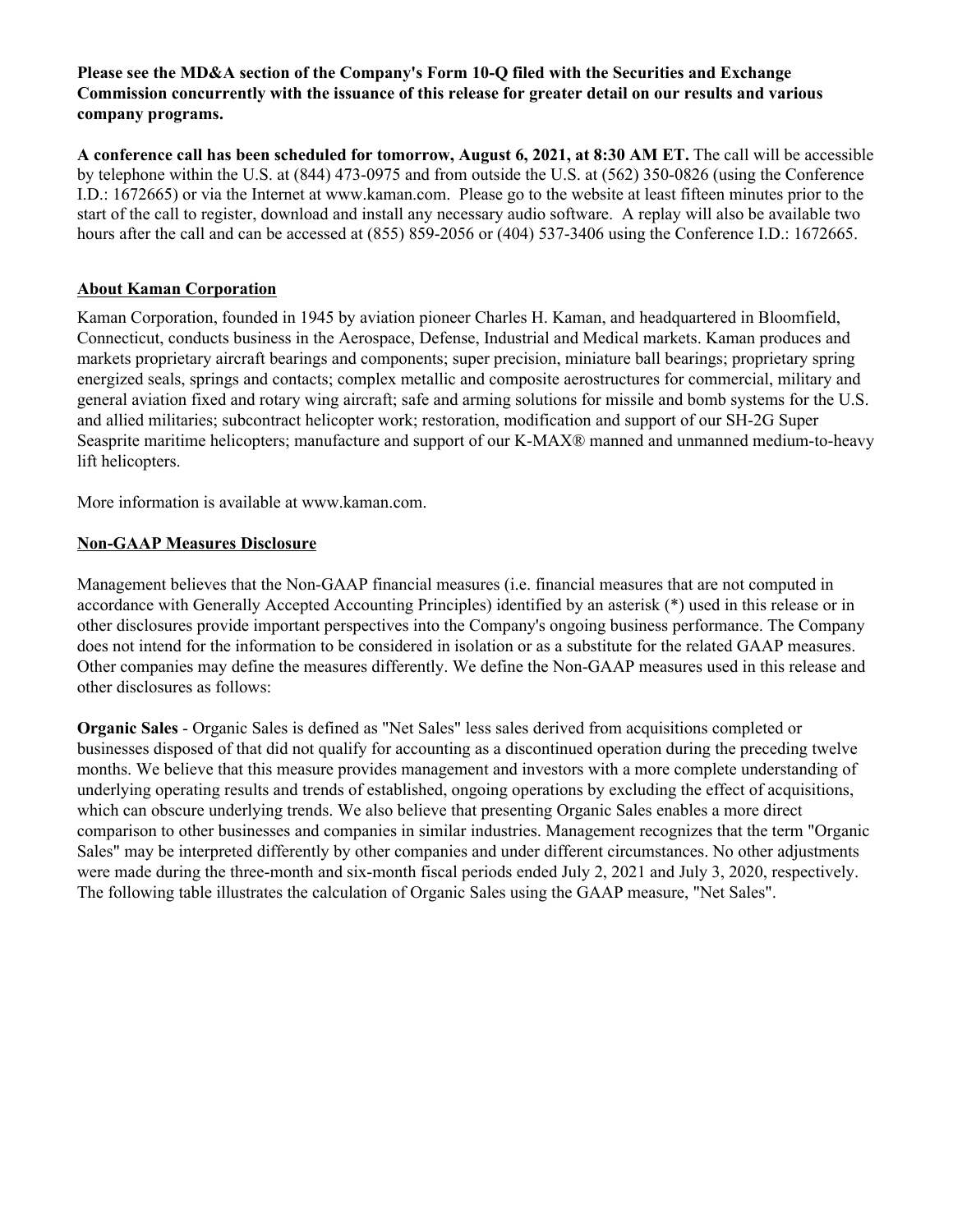**Please see the MD&A section of the Company's Form 10-Q filed with the Securities and Exchange Commission concurrently with the issuance of this release for greater detail on our results and various company programs.**

**A conference call has been scheduled for tomorrow, August 6, 2021, at 8:30 AM ET.** The call will be accessible by telephone within the U.S. at (844) 473-0975 and from outside the U.S. at (562) 350-0826 (using the Conference I.D.: 1672665) or via the Internet at www.kaman.com. Please go to the website at least fifteen minutes prior to the start of the call to register, download and install any necessary audio software. A replay will also be available two hours after the call and can be accessed at (855) 859-2056 or (404) 537-3406 using the Conference I.D.: 1672665.

## About Kaman Corporation

Kaman Corporation, founded in 1945 by aviation pioneer Charles H. Kaman, and headquartered in Bloomfield, Connecticut, conducts business in the Aerospace, Defense, Industrial and Medical markets. Kaman produces and markets proprietary aircraft bearings and components; super precision, miniature ball bearings; proprietary spring energized seals, springs and contacts; complex metallic and composite aerostructures for commercial, military and general aviation fixed and rotary wing aircraft; safe and arming solutions for missile and bomb systems for the U.S. and allied militaries; subcontract helicopter work; restoration, modification and support of our SH-2G Super Seasprite maritime helicopters; manufacture and support of our K-MAX® manned and unmanned medium-to-heavy lift helicopters.

More information is available at www.kaman.com.

## Non-GAAP Measures Disclosure

Management believes that the Non-GAAP financial measures (i.e. financial measures that are not computed in accordance with Generally Accepted Accounting Principles) identified by an asterisk (*) used in this release or in other disclosures provide important perspectives into the Company's ongoing business performance. The Company does not intend for the information to be considered in isolation or as a substitute for the related GAAP measures. Other companies may define the measures differently. We define the Non-GAAP measures used in this release and other disclosures as follows:

**Organic Sales** - Organic Sales is defined as "Net Sales" less sales derived from acquisitions completed or businesses disposed of that did not qualify for accounting as a discontinued operation during the preceding twelve months. We believe that this measure provides management and investors with a more complete understanding of underlying operating results and trends of established, ongoing operations by excluding the effect of acquisitions, which can obscure underlying trends. We also believe that presenting Organic Sales enables a more direct comparison to other businesses and companies in similar industries. Management recognizes that the term "Organic Sales" may be interpreted differently by other companies and under different circumstances. No other adjustments were made during the three-month and six-month fiscal periods ended July 2, 2021 and July 3, 2020, respectively. The following table illustrates the calculation of Organic Sales using the GAAP measure, "Net Sales".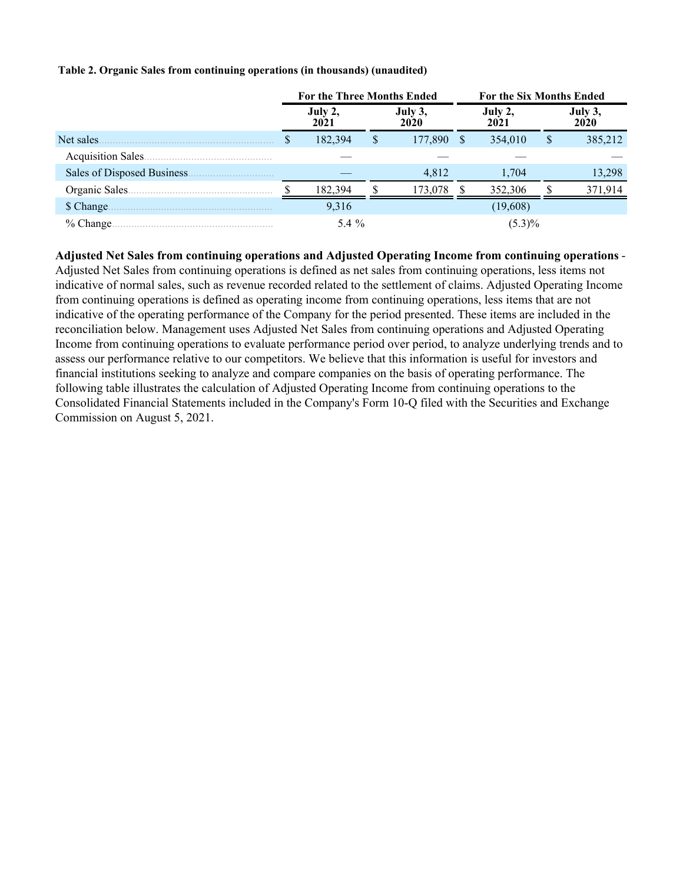**Table 2. Organic Sales from continuing operations (in thousands) (unaudited)**

| | For the Three Months Ended | | For the Six Months Ended | |
|---|---|---|---|---|
| | July 2, 2021 | July 3, 2020 | July 2, 2021 | July 3, 2020 |
| Net sales | $ 182,394 | $ 177,890 | $ 354,010 | $ 385,212 |
| Acquisition Sales | — | — | — | — |
| Sales of Disposed Business | — | 4,812 | 1,704 | 13,298 |
| Organic Sales | $ 182,394 | $ 173,078 | $ 352,306 | $ 371,914 |
| $ Change | 9,316 | | (19,608) | |
| % Change | 5.4 % | | (5.3)% | |

**Adjusted Net Sales from continuing operations and Adjusted Operating Income from continuing operations** - Adjusted Net Sales from continuing operations is defined as net sales from continuing operations, less items not indicative of normal sales, such as revenue recorded related to the settlement of claims. Adjusted Operating Income from continuing operations is defined as operating income from continuing operations, less items that are not indicative of the operating performance of the Company for the period presented. These items are included in the reconciliation below. Management uses Adjusted Net Sales from continuing operations and Adjusted Operating Income from continuing operations to evaluate performance period over period, to analyze underlying trends and to assess our performance relative to our competitors. We believe that this information is useful for investors and financial institutions seeking to analyze and compare companies on the basis of operating performance. The following table illustrates the calculation of Adjusted Operating Income from continuing operations to the Consolidated Financial Statements included in the Company's Form 10-Q filed with the Securities and Exchange Commission on August 5, 2021.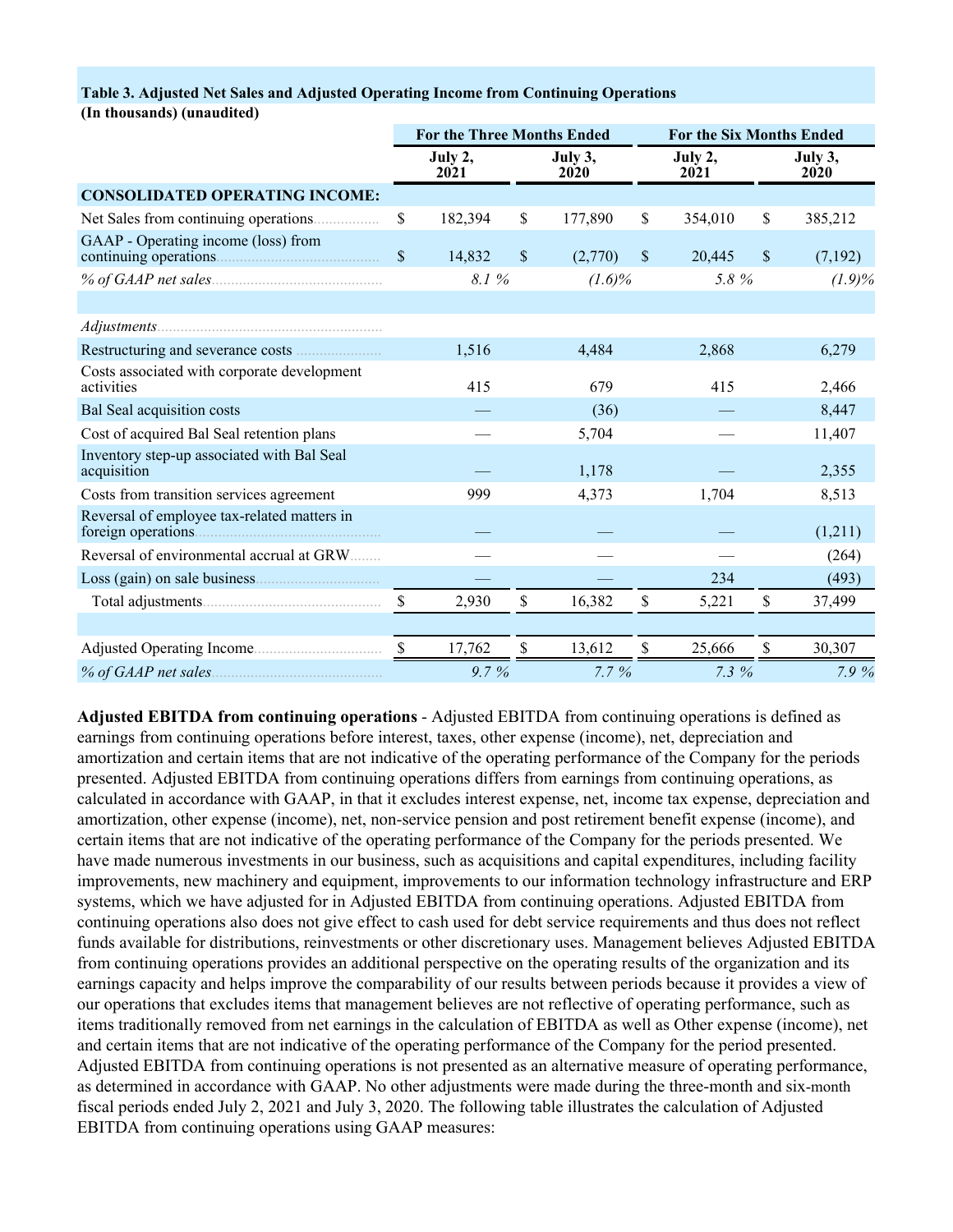**Table 3. Adjusted Net Sales and Adjusted Operating Income from Continuing Operations**
**(In thousands) (unaudited)**

| | For the Three Months Ended | | For the Six Months Ended | |
|---|---|---|---|---|
| | July 2, 2021 | July 3, 2020 | July 2, 2021 | July 3, 2020 |
| **CONSOLIDATED OPERATING INCOME:** | | | | |
| Net Sales from continuing operations | $ 182,394 | $ 177,890 | $ 354,010 | $ 385,212 |
| GAAP - Operating income (loss) from continuing operations | $ 14,832 | $ (2,770) | $ 20,445 | $ (7,192) |
| *% of GAAP net sales* | *8.1 %* | *(1.6)%* | *5.8 %* | *(1.9)%* |
| | | | | |
| *Adjustments* | | | | |
| Restructuring and severance costs | 1,516 | 4,484 | 2,868 | 6,279 |
| Costs associated with corporate development activities | 415 | 679 | 415 | 2,466 |
| Bal Seal acquisition costs | — | (36) | — | 8,447 |
| Cost of acquired Bal Seal retention plans | — | 5,704 | — | 11,407 |
| Inventory step-up associated with Bal Seal acquisition | — | 1,178 | — | 2,355 |
| Costs from transition services agreement | 999 | 4,373 | 1,704 | 8,513 |
| Reversal of employee tax-related matters in foreign operations | — | — | — | (1,211) |
| Reversal of environmental accrual at GRW | — | — | — | (264) |
| Loss (gain) on sale business | — | — | 234 | (493) |
| Total adjustments | $ 2,930 | $ 16,382 | $ 5,221 | $ 37,499 |
| | | | | |
| Adjusted Operating Income | $ 17,762 | $ 13,612 | $ 25,666 | $ 30,307 |
| *% of GAAP net sales* | *9.7 %* | *7.7 %* | *7.3 %* | *7.9 %* |

**Adjusted EBITDA from continuing operations** - Adjusted EBITDA from continuing operations is defined as earnings from continuing operations before interest, taxes, other expense (income), net, depreciation and amortization and certain items that are not indicative of the operating performance of the Company for the periods presented. Adjusted EBITDA from continuing operations differs from earnings from continuing operations, as calculated in accordance with GAAP, in that it excludes interest expense, net, income tax expense, depreciation and amortization, other expense (income), net, non-service pension and post retirement benefit expense (income), and certain items that are not indicative of the operating performance of the Company for the periods presented. We have made numerous investments in our business, such as acquisitions and capital expenditures, including facility improvements, new machinery and equipment, improvements to our information technology infrastructure and ERP systems, which we have adjusted for in Adjusted EBITDA from continuing operations. Adjusted EBITDA from continuing operations also does not give effect to cash used for debt service requirements and thus does not reflect funds available for distributions, reinvestments or other discretionary uses. Management believes Adjusted EBITDA from continuing operations provides an additional perspective on the operating results of the organization and its earnings capacity and helps improve the comparability of our results between periods because it provides a view of our operations that excludes items that management believes are not reflective of operating performance, such as items traditionally removed from net earnings in the calculation of EBITDA as well as Other expense (income), net and certain items that are not indicative of the operating performance of the Company for the period presented. Adjusted EBITDA from continuing operations is not presented as an alternative measure of operating performance, as determined in accordance with GAAP. No other adjustments were made during the three-month and six-month fiscal periods ended July 2, 2021 and July 3, 2020. The following table illustrates the calculation of Adjusted EBITDA from continuing operations using GAAP measures: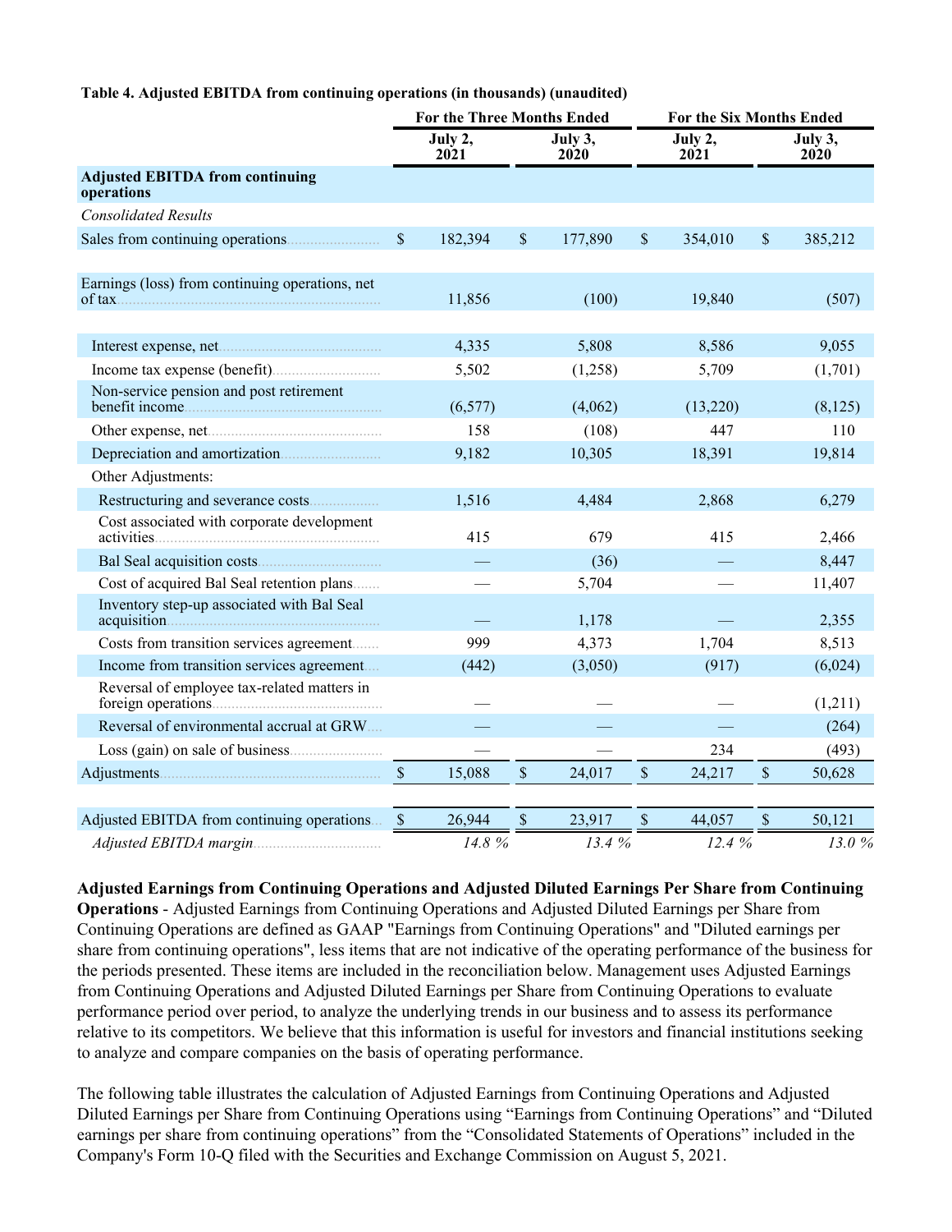**Table 4. Adjusted EBITDA from continuing operations (in thousands) (unaudited)**

| | For the Three Months Ended | | For the Six Months Ended | |
|---|---|---|---|---|
| | July 2, 2021 | July 3, 2020 | July 2, 2021 | July 3, 2020 |
| **Adjusted EBITDA from continuing operations** | | | | |
| *Consolidated Results* | | | | |
| Sales from continuing operations | $ 182,394 | $ 177,890 | $ 354,010 | $ 385,212 |
| | | | | |
| Earnings (loss) from continuing operations, net of tax | 11,856 | (100) | 19,840 | (507) |
| | | | | |
| Interest expense, net | 4,335 | 5,808 | 8,586 | 9,055 |
| Income tax expense (benefit) | 5,502 | (1,258) | 5,709 | (1,701) |
| Non-service pension and post retirement benefit income | (6,577) | (4,062) | (13,220) | (8,125) |
| Other expense, net | 158 | (108) | 447 | 110 |
| Depreciation and amortization | 9,182 | 10,305 | 18,391 | 19,814 |
| Other Adjustments: | | | | |
| Restructuring and severance costs | 1,516 | 4,484 | 2,868 | 6,279 |
| Cost associated with corporate development activities | 415 | 679 | 415 | 2,466 |
| Bal Seal acquisition costs | — | (36) | — | 8,447 |
| Cost of acquired Bal Seal retention plans | — | 5,704 | — | 11,407 |
| Inventory step-up associated with Bal Seal acquisition | — | 1,178 | — | 2,355 |
| Costs from transition services agreement | 999 | 4,373 | 1,704 | 8,513 |
| Income from transition services agreement | (442) | (3,050) | (917) | (6,024) |
| Reversal of employee tax-related matters in foreign operations | — | — | — | (1,211) |
| Reversal of environmental accrual at GRW | — | — | — | (264) |
| Loss (gain) on sale of business | — | — | 234 | (493) |
| Adjustments | $ 15,088 | $ 24,017 | $ 24,217 | $ 50,628 |
| | | | | |
| Adjusted EBITDA from continuing operations | $ 26,944 | $ 23,917 | $ 44,057 | $ 50,121 |
| *Adjusted EBITDA margin* | *14.8 %* | *13.4 %* | *12.4 %* | *13.0 %* |

**Adjusted Earnings from Continuing Operations and Adjusted Diluted Earnings Per Share from Continuing Operations** - Adjusted Earnings from Continuing Operations and Adjusted Diluted Earnings per Share from Continuing Operations are defined as GAAP "Earnings from Continuing Operations" and "Diluted earnings per share from continuing operations", less items that are not indicative of the operating performance of the business for the periods presented. These items are included in the reconciliation below. Management uses Adjusted Earnings from Continuing Operations and Adjusted Diluted Earnings per Share from Continuing Operations to evaluate performance period over period, to analyze the underlying trends in our business and to assess its performance relative to its competitors. We believe that this information is useful for investors and financial institutions seeking to analyze and compare companies on the basis of operating performance.

The following table illustrates the calculation of Adjusted Earnings from Continuing Operations and Adjusted Diluted Earnings per Share from Continuing Operations using "Earnings from Continuing Operations" and "Diluted earnings per share from continuing operations" from the "Consolidated Statements of Operations" included in the Company's Form 10-Q filed with the Securities and Exchange Commission on August 5, 2021.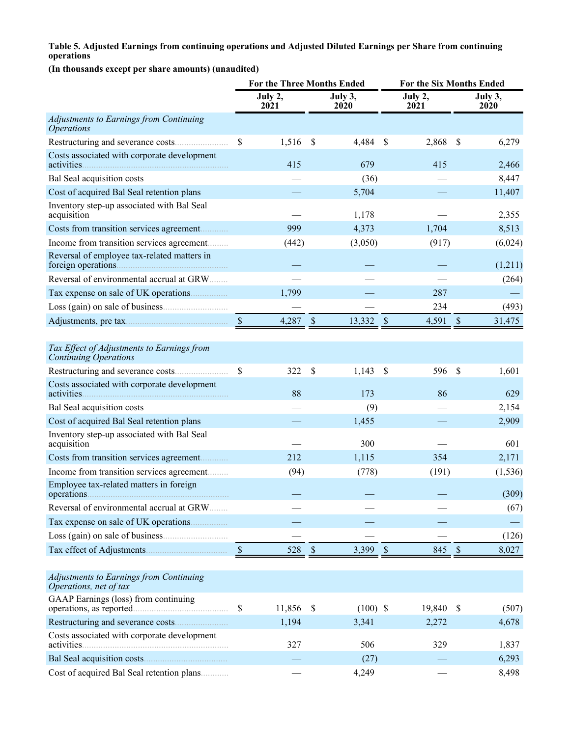**Table 5. Adjusted Earnings from continuing operations and Adjusted Diluted Earnings per Share from continuing operations**

**(In thousands except per share amounts) (unaudited)**

| | For the Three Months Ended | | For the Six Months Ended | |
|---|---|---|---|---|
| | July 2, 2021 | July 3, 2020 | July 2, 2021 | July 3, 2020 |
| *Adjustments to Earnings from Continuing Operations* | | | | |
| Restructuring and severance costs | $ 1,516 | $ 4,484 | $ 2,868 | $ 6,279 |
| Costs associated with corporate development activities | 415 | 679 | 415 | 2,466 |
| Bal Seal acquisition costs | — | (36) | — | 8,447 |
| Cost of acquired Bal Seal retention plans | — | 5,704 | — | 11,407 |
| Inventory step-up associated with Bal Seal acquisition | — | 1,178 | — | 2,355 |
| Costs from transition services agreement | 999 | 4,373 | 1,704 | 8,513 |
| Income from transition services agreement | (442) | (3,050) | (917) | (6,024) |
| Reversal of employee tax-related matters in foreign operations | — | — | — | (1,211) |
| Reversal of environmental accrual at GRW | — | — | — | (264) |
| Tax expense on sale of UK operations | 1,799 | — | 287 | — |
| Loss (gain) on sale of business | — | — | 234 | (493) |
| Adjustments, pre tax | $ 4,287 | $ 13,332 | $ 4,591 | $ 31,475 |
| *Tax Effect of Adjustments to Earnings from Continuing Operations* | | | | |
| Restructuring and severance costs | $ 322 | $ 1,143 | $ 596 | $ 1,601 |
| Costs associated with corporate development activities | 88 | 173 | 86 | 629 |
| Bal Seal acquisition costs | — | (9) | — | 2,154 |
| Cost of acquired Bal Seal retention plans | — | 1,455 | — | 2,909 |
| Inventory step-up associated with Bal Seal acquisition | — | 300 | — | 601 |
| Costs from transition services agreement | 212 | 1,115 | 354 | 2,171 |
| Income from transition services agreement | (94) | (778) | (191) | (1,536) |
| Employee tax-related matters in foreign operations | — | — | — | (309) |
| Reversal of environmental accrual at GRW | — | — | — | (67) |
| Tax expense on sale of UK operations | — | — | — | — |
| Loss (gain) on sale of business | — | — | — | (126) |
| Tax effect of Adjustments | $ 528 | $ 3,399 | $ 845 | $ 8,027 |
| *Adjustments to Earnings from Continuing Operations, net of tax* | | | | |
| GAAP Earnings (loss) from continuing operations, as reported | $ 11,856 | $ (100) | $ 19,840 | $ (507) |
| Restructuring and severance costs | 1,194 | 3,341 | 2,272 | 4,678 |
| Costs associated with corporate development activities | 327 | 506 | 329 | 1,837 |
| Bal Seal acquisition costs | — | (27) | — | 6,293 |
| Cost of acquired Bal Seal retention plans | — | 4,249 | — | 8,498 |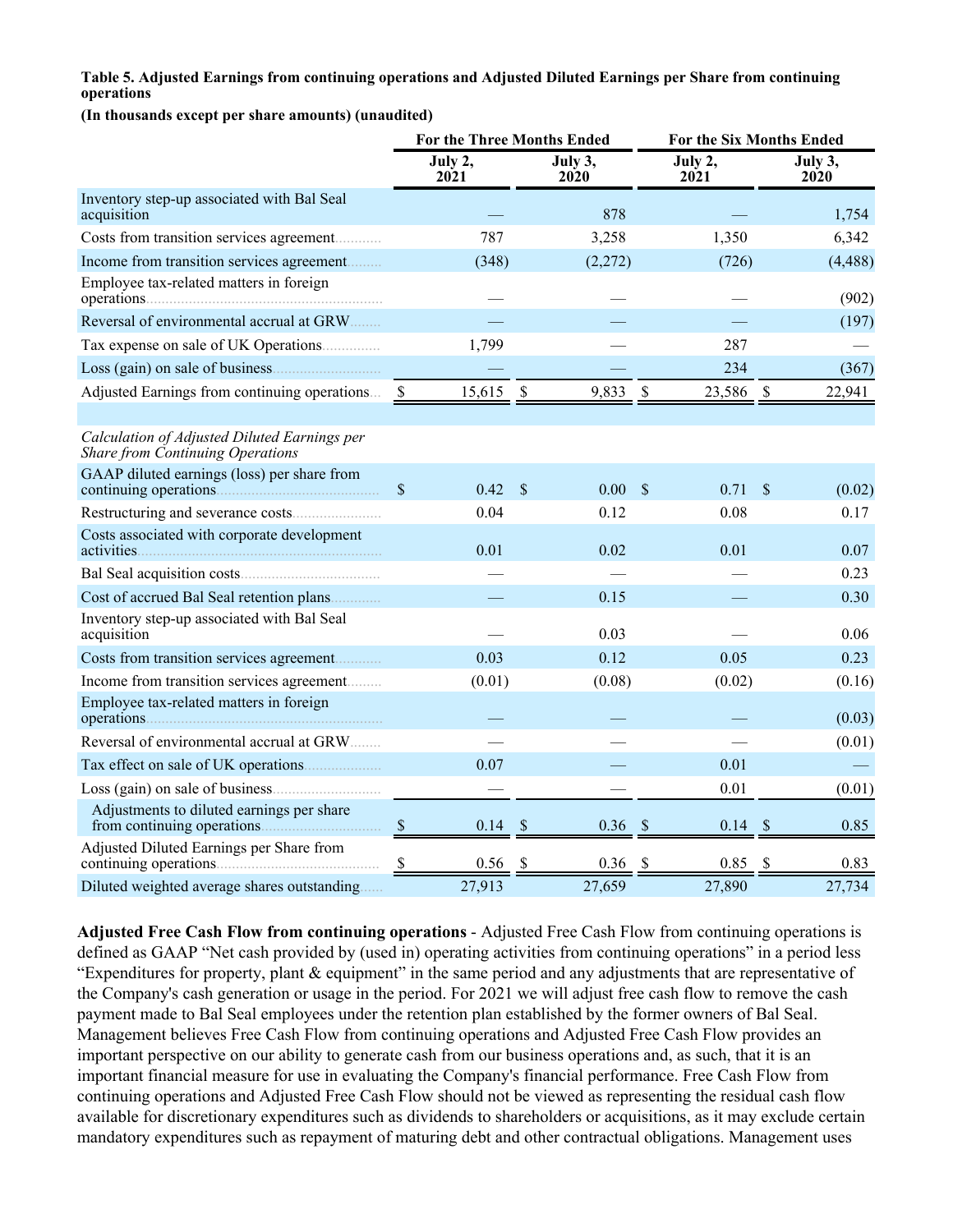**Table 5. Adjusted Earnings from continuing operations and Adjusted Diluted Earnings per Share from continuing operations**

**(In thousands except per share amounts) (unaudited)**

| | For the Three Months Ended | | For the Six Months Ended | |
|---|---|---|---|---|
| | July 2, 2021 | July 3, 2020 | July 2, 2021 | July 3, 2020 |
| Inventory step-up associated with Bal Seal acquisition | — | 878 | — | 1,754 |
| Costs from transition services agreement | 787 | 3,258 | 1,350 | 6,342 |
| Income from transition services agreement | (348) | (2,272) | (726) | (4,488) |
| Employee tax-related matters in foreign operations | — | — | — | (902) |
| Reversal of environmental accrual at GRW | — | — | — | (197) |
| Tax expense on sale of UK Operations | 1,799 | — | 287 | — |
| Loss (gain) on sale of business | — | — | 234 | (367) |
| Adjusted Earnings from continuing operations | $ 15,615 | $ 9,833 | $ 23,586 | $ 22,941 |
| | | | | |
| *Calculation of Adjusted Diluted Earnings per Share from Continuing Operations* | | | | |
| GAAP diluted earnings (loss) per share from continuing operations | $ 0.42 | $ 0.00 | $ 0.71 | $ (0.02) |
| Restructuring and severance costs | 0.04 | 0.12 | 0.08 | 0.17 |
| Costs associated with corporate development activities | 0.01 | 0.02 | 0.01 | 0.07 |
| Bal Seal acquisition costs | — | — | — | 0.23 |
| Cost of accrued Bal Seal retention plans | — | 0.15 | — | 0.30 |
| Inventory step-up associated with Bal Seal acquisition | — | 0.03 | — | 0.06 |
| Costs from transition services agreement | 0.03 | 0.12 | 0.05 | 0.23 |
| Income from transition services agreement | (0.01) | (0.08) | (0.02) | (0.16) |
| Employee tax-related matters in foreign operations | — | — | — | (0.03) |
| Reversal of environmental accrual at GRW | — | — | — | (0.01) |
| Tax effect on sale of UK operations | 0.07 | — | 0.01 | — |
| Loss (gain) on sale of business | — | — | 0.01 | (0.01) |
| Adjustments to diluted earnings per share from continuing operations | $ 0.14 | $ 0.36 | $ 0.14 | $ 0.85 |
| Adjusted Diluted Earnings per Share from continuing operations | $ 0.56 | $ 0.36 | $ 0.85 | $ 0.83 |
| Diluted weighted average shares outstanding | 27,913 | 27,659 | 27,890 | 27,734 |

**Adjusted Free Cash Flow from continuing operations** - Adjusted Free Cash Flow from continuing operations is defined as GAAP "Net cash provided by (used in) operating activities from continuing operations" in a period less "Expenditures for property, plant & equipment" in the same period and any adjustments that are representative of the Company's cash generation or usage in the period. For 2021 we will adjust free cash flow to remove the cash payment made to Bal Seal employees under the retention plan established by the former owners of Bal Seal. Management believes Free Cash Flow from continuing operations and Adjusted Free Cash Flow provides an important perspective on our ability to generate cash from our business operations and, as such, that it is an important financial measure for use in evaluating the Company's financial performance. Free Cash Flow from continuing operations and Adjusted Free Cash Flow should not be viewed as representing the residual cash flow available for discretionary expenditures such as dividends to shareholders or acquisitions, as it may exclude certain mandatory expenditures such as repayment of maturing debt and other contractual obligations. Management uses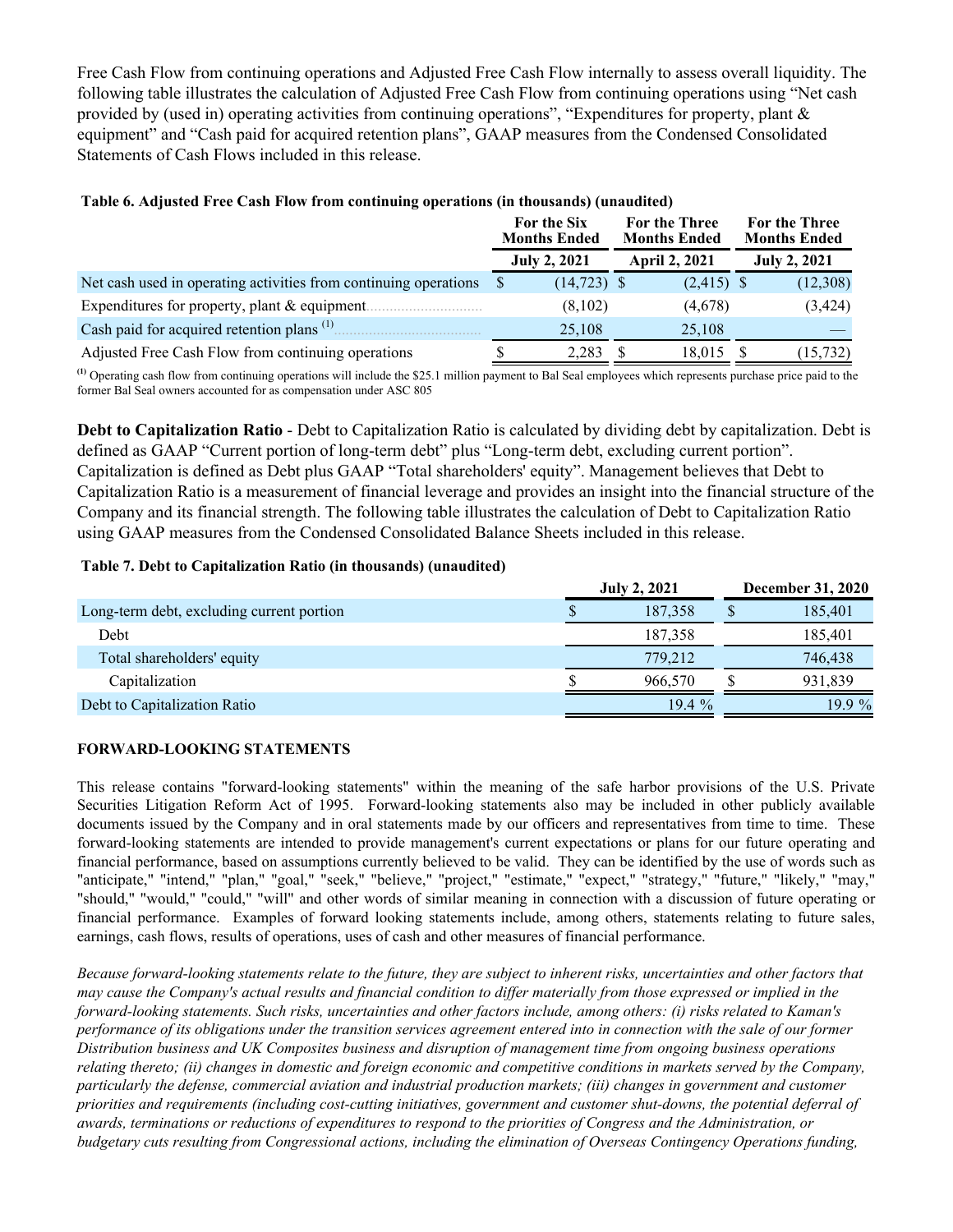Free Cash Flow from continuing operations and Adjusted Free Cash Flow internally to assess overall liquidity. The following table illustrates the calculation of Adjusted Free Cash Flow from continuing operations using "Net cash provided by (used in) operating activities from continuing operations", "Expenditures for property, plant & equipment" and "Cash paid for acquired retention plans", GAAP measures from the Condensed Consolidated Statements of Cash Flows included in this release.

**Table 6. Adjusted Free Cash Flow from continuing operations (in thousands) (unaudited)**

| | For the Six Months Ended | For the Three Months Ended | For the Three Months Ended |
|---|---|---|---|
| | July 2, 2021 | April 2, 2021 | July 2, 2021 |
| Net cash used in operating activities from continuing operations | $ (14,723) | $ (2,415) | $ (12,308) |
| Expenditures for property, plant & equipment | (8,102) | (4,678) | (3,424) |
| Cash paid for acquired retention plans [(1)] | 25,108 | 25,108 | — |
| Adjusted Free Cash Flow from continuing operations | $ 2,283 | $ 18,015 | $ (15,732) |

[(1)] Operating cash flow from continuing operations will include the $25.1 million payment to Bal Seal employees which represents purchase price paid to the former Bal Seal owners accounted for as compensation under ASC 805

**Debt to Capitalization Ratio** - Debt to Capitalization Ratio is calculated by dividing debt by capitalization. Debt is defined as GAAP "Current portion of long-term debt" plus "Long-term debt, excluding current portion". Capitalization is defined as Debt plus GAAP "Total shareholders' equity". Management believes that Debt to Capitalization Ratio is a measurement of financial leverage and provides an insight into the financial structure of the Company and its financial strength. The following table illustrates the calculation of Debt to Capitalization Ratio using GAAP measures from the Condensed Consolidated Balance Sheets included in this release.

**Table 7. Debt to Capitalization Ratio (in thousands) (unaudited)**

| | July 2, 2021 | December 31, 2020 |
|---|---|---|
| Long-term debt, excluding current portion | $ 187,358 | $ 185,401 |
| Debt | 187,358 | 185,401 |
| Total shareholders' equity | 779,212 | 746,438 |
| Capitalization | $ 966,570 | $ 931,839 |
| Debt to Capitalization Ratio | 19.4 % | 19.9 % |

**FORWARD-LOOKING STATEMENTS**

This release contains "forward-looking statements" within the meaning of the safe harbor provisions of the U.S. Private Securities Litigation Reform Act of 1995. Forward-looking statements also may be included in other publicly available documents issued by the Company and in oral statements made by our officers and representatives from time to time. These forward-looking statements are intended to provide management's current expectations or plans for our future operating and financial performance, based on assumptions currently believed to be valid. They can be identified by the use of words such as "anticipate," "intend," "plan," "goal," "seek," "believe," "project," "estimate," "expect," "strategy," "future," "likely," "may," "should," "would," "could," "will" and other words of similar meaning in connection with a discussion of future operating or financial performance. Examples of forward looking statements include, among others, statements relating to future sales, earnings, cash flows, results of operations, uses of cash and other measures of financial performance.

*Because forward-looking statements relate to the future, they are subject to inherent risks, uncertainties and other factors that may cause the Company's actual results and financial condition to differ materially from those expressed or implied in the forward-looking statements. Such risks, uncertainties and other factors include, among others: (i) risks related to Kaman's performance of its obligations under the transition services agreement entered into in connection with the sale of our former Distribution business and UK Composites business and disruption of management time from ongoing business operations relating thereto; (ii) changes in domestic and foreign economic and competitive conditions in markets served by the Company, particularly the defense, commercial aviation and industrial production markets; (iii) changes in government and customer priorities and requirements (including cost-cutting initiatives, government and customer shut-downs, the potential deferral of awards, terminations or reductions of expenditures to respond to the priorities of Congress and the Administration, or budgetary cuts resulting from Congressional actions, including the elimination of Overseas Contingency Operations funding,*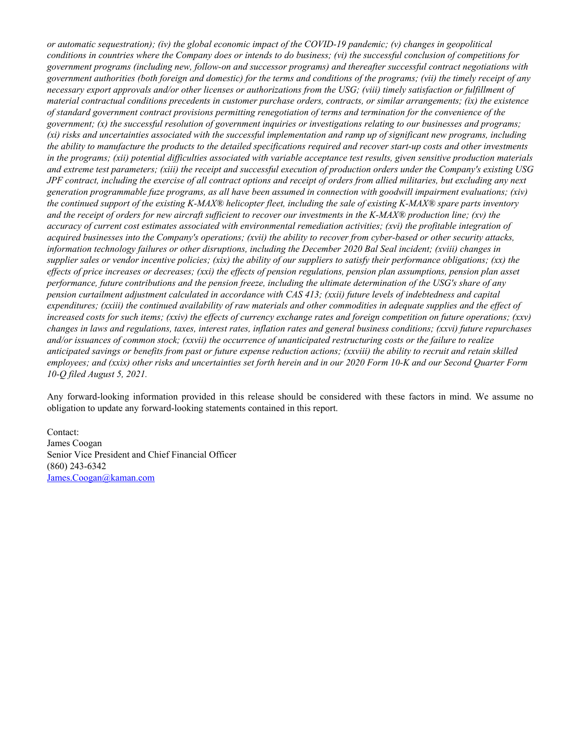*or automatic sequestration); (iv) the global economic impact of the COVID-19 pandemic; (v) changes in geopolitical conditions in countries where the Company does or intends to do business; (vi) the successful conclusion of competitions for government programs (including new, follow-on and successor programs) and thereafter successful contract negotiations with government authorities (both foreign and domestic) for the terms and conditions of the programs; (vii) the timely receipt of any necessary export approvals and/or other licenses or authorizations from the USG; (viii) timely satisfaction or fulfillment of material contractual conditions precedents in customer purchase orders, contracts, or similar arrangements; (ix) the existence of standard government contract provisions permitting renegotiation of terms and termination for the convenience of the government; (x) the successful resolution of government inquiries or investigations relating to our businesses and programs; (xi) risks and uncertainties associated with the successful implementation and ramp up of significant new programs, including the ability to manufacture the products to the detailed specifications required and recover start-up costs and other investments in the programs; (xii) potential difficulties associated with variable acceptance test results, given sensitive production materials and extreme test parameters; (xiii) the receipt and successful execution of production orders under the Company's existing USG JPF contract, including the exercise of all contract options and receipt of orders from allied militaries, but excluding any next generation programmable fuze programs, as all have been assumed in connection with goodwill impairment evaluations; (xiv) the continued support of the existing K-MAX® helicopter fleet, including the sale of existing K-MAX® spare parts inventory and the receipt of orders for new aircraft sufficient to recover our investments in the K-MAX® production line; (xv) the accuracy of current cost estimates associated with environmental remediation activities; (xvi) the profitable integration of acquired businesses into the Company's operations; (xvii) the ability to recover from cyber-based or other security attacks, information technology failures or other disruptions, including the December 2020 Bal Seal incident; (xviii) changes in supplier sales or vendor incentive policies; (xix) the ability of our suppliers to satisfy their performance obligations; (xx) the effects of price increases or decreases; (xxi) the effects of pension regulations, pension plan assumptions, pension plan asset performance, future contributions and the pension freeze, including the ultimate determination of the USG's share of any pension curtailment adjustment calculated in accordance with CAS 413; (xxii) future levels of indebtedness and capital expenditures; (xxiii) the continued availability of raw materials and other commodities in adequate supplies and the effect of increased costs for such items; (xxiv) the effects of currency exchange rates and foreign competition on future operations; (xxv) changes in laws and regulations, taxes, interest rates, inflation rates and general business conditions; (xxvi) future repurchases and/or issuances of common stock; (xxvii) the occurrence of unanticipated restructuring costs or the failure to realize anticipated savings or benefits from past or future expense reduction actions; (xxviii) the ability to recruit and retain skilled employees; and (xxix) other risks and uncertainties set forth herein and in our 2020 Form 10-K and our Second Quarter Form 10-Q filed August 5, 2021.*

Any forward-looking information provided in this release should be considered with these factors in mind. We assume no obligation to update any forward-looking statements contained in this report.

Contact:
James Coogan
Senior Vice President and Chief Financial Officer
(860) 243-6342
James.Coogan@kaman.com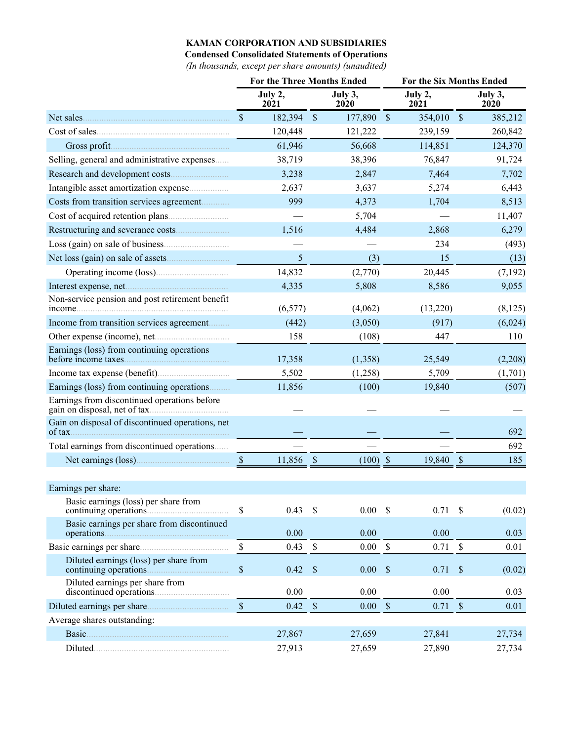**KAMAN CORPORATION AND SUBSIDIARIES**

**Condensed Consolidated Statements of Operations**

*(In thousands, except per share amounts) (unaudited)*

| | For the Three Months Ended | | For the Six Months Ended | |
|---|---|---|---|---|
| | July 2, 2021 | July 3, 2020 | July 2, 2021 | July 3, 2020 |
| Net sales | $ 182,394 | $ 177,890 | $ 354,010 | $ 385,212 |
| Cost of sales | 120,448 | 121,222 | 239,159 | 260,842 |
| Gross profit | 61,946 | 56,668 | 114,851 | 124,370 |
| Selling, general and administrative expenses | 38,719 | 38,396 | 76,847 | 91,724 |
| Research and development costs | 3,238 | 2,847 | 7,464 | 7,702 |
| Intangible asset amortization expense | 2,637 | 3,637 | 5,274 | 6,443 |
| Costs from transition services agreement | 999 | 4,373 | 1,704 | 8,513 |
| Cost of acquired retention plans | — | 5,704 | — | 11,407 |
| Restructuring and severance costs | 1,516 | 4,484 | 2,868 | 6,279 |
| Loss (gain) on sale of business | — | — | 234 | (493) |
| Net loss (gain) on sale of assets | 5 | (3) | 15 | (13) |
| Operating income (loss) | 14,832 | (2,770) | 20,445 | (7,192) |
| Interest expense, net | 4,335 | 5,808 | 8,586 | 9,055 |
| Non-service pension and post retirement benefit income | (6,577) | (4,062) | (13,220) | (8,125) |
| Income from transition services agreement | (442) | (3,050) | (917) | (6,024) |
| Other expense (income), net | 158 | (108) | 447 | 110 |
| Earnings (loss) from continuing operations before income taxes | 17,358 | (1,358) | 25,549 | (2,208) |
| Income tax expense (benefit) | 5,502 | (1,258) | 5,709 | (1,701) |
| Earnings (loss) from continuing operations | 11,856 | (100) | 19,840 | (507) |
| Earnings from discontinued operations before gain on disposal, net of tax | — | — | — | — |
| Gain on disposal of discontinued operations, net of tax | — | — | — | 692 |
| Total earnings from discontinued operations | — | — | — | 692 |
| Net earnings (loss) | $ 11,856 | $ (100) | $ 19,840 | $ 185 |
| | | | | |
| Earnings per share: | | | | |
| Basic earnings (loss) per share from continuing operations | $ 0.43 | $ 0.00 | $ 0.71 | $ (0.02) |
| Basic earnings per share from discontinued operations | 0.00 | 0.00 | 0.00 | 0.03 |
| Basic earnings per share | $ 0.43 | $ 0.00 | $ 0.71 | $ 0.01 |
| Diluted earnings (loss) per share from continuing operations | $ 0.42 | $ 0.00 | $ 0.71 | $ (0.02) |
| Diluted earnings per share from discontinued operations | 0.00 | 0.00 | 0.00 | 0.03 |
| Diluted earnings per share | $ 0.42 | $ 0.00 | $ 0.71 | $ 0.01 |
| Average shares outstanding: | | | | |
| Basic | 27,867 | 27,659 | 27,841 | 27,734 |
| Diluted | 27,913 | 27,659 | 27,890 | 27,734 |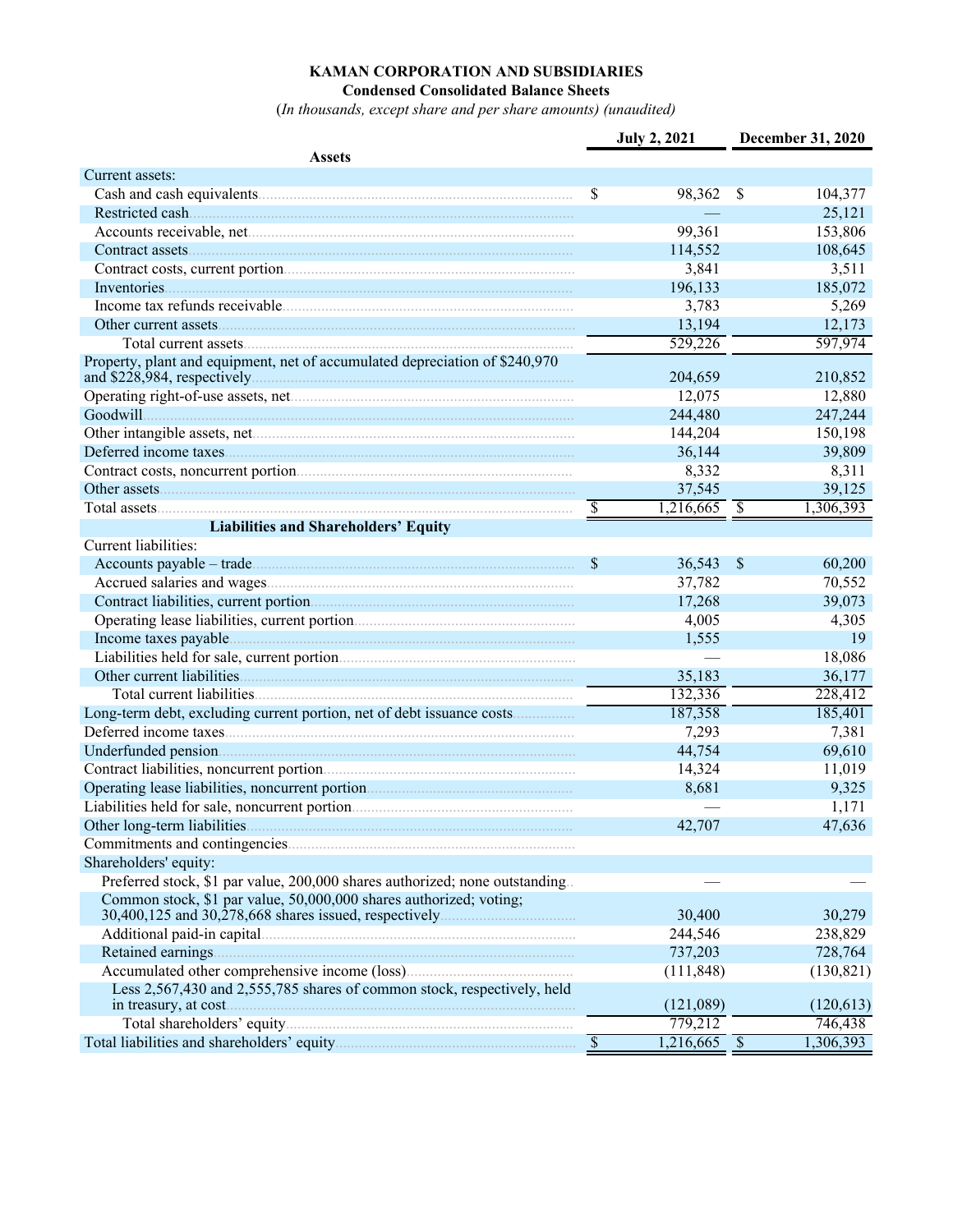**KAMAN CORPORATION AND SUBSIDIARIES**

**Condensed Consolidated Balance Sheets**

*(In thousands, except share and per share amounts) (unaudited)*

| | July 2, 2021 | December 31, 2020 |
|---|---|---|
| **Assets** | | |
| Current assets: | | |
| Cash and cash equivalents | $ 98,362 | $ 104,377 |
| Restricted cash | — | 25,121 |
| Accounts receivable, net | 99,361 | 153,806 |
| Contract assets | 114,552 | 108,645 |
| Contract costs, current portion | 3,841 | 3,511 |
| Inventories | 196,133 | 185,072 |
| Income tax refunds receivable | 3,783 | 5,269 |
| Other current assets | 13,194 | 12,173 |
| Total current assets | 529,226 | 597,974 |
| Property, plant and equipment, net of accumulated depreciation of $240,970 and $228,984, respectively | 204,659 | 210,852 |
| Operating right-of-use assets, net | 12,075 | 12,880 |
| Goodwill | 244,480 | 247,244 |
| Other intangible assets, net | 144,204 | 150,198 |
| Deferred income taxes | 36,144 | 39,809 |
| Contract costs, noncurrent portion | 8,332 | 8,311 |
| Other assets | 37,545 | 39,125 |
| Total assets | $ 1,216,665 | $ 1,306,393 |
| **Liabilities and Shareholders' Equity** | | |
| Current liabilities: | | |
| Accounts payable – trade | $ 36,543 | $ 60,200 |
| Accrued salaries and wages | 37,782 | 70,552 |
| Contract liabilities, current portion | 17,268 | 39,073 |
| Operating lease liabilities, current portion | 4,005 | 4,305 |
| Income taxes payable | 1,555 | 19 |
| Liabilities held for sale, current portion | — | 18,086 |
| Other current liabilities | 35,183 | 36,177 |
| Total current liabilities | 132,336 | 228,412 |
| Long-term debt, excluding current portion, net of debt issuance costs | 187,358 | 185,401 |
| Deferred income taxes | 7,293 | 7,381 |
| Underfunded pension | 44,754 | 69,610 |
| Contract liabilities, noncurrent portion | 14,324 | 11,019 |
| Operating lease liabilities, noncurrent portion | 8,681 | 9,325 |
| Liabilities held for sale, noncurrent portion | — | 1,171 |
| Other long-term liabilities | 42,707 | 47,636 |
| Commitments and contingencies | | |
| Shareholders' equity: | | |
| Preferred stock, $1 par value, 200,000 shares authorized; none outstanding | — | — |
| Common stock, $1 par value, 50,000,000 shares authorized; voting; 30,400,125 and 30,278,668 shares issued, respectively | 30,400 | 30,279 |
| Additional paid-in capital | 244,546 | 238,829 |
| Retained earnings | 737,203 | 728,764 |
| Accumulated other comprehensive income (loss) | (111,848) | (130,821) |
| Less 2,567,430 and 2,555,785 shares of common stock, respectively, held in treasury, at cost | (121,089) | (120,613) |
| Total shareholders' equity | 779,212 | 746,438 |
| Total liabilities and shareholders' equity | $ 1,216,665 | $ 1,306,393 |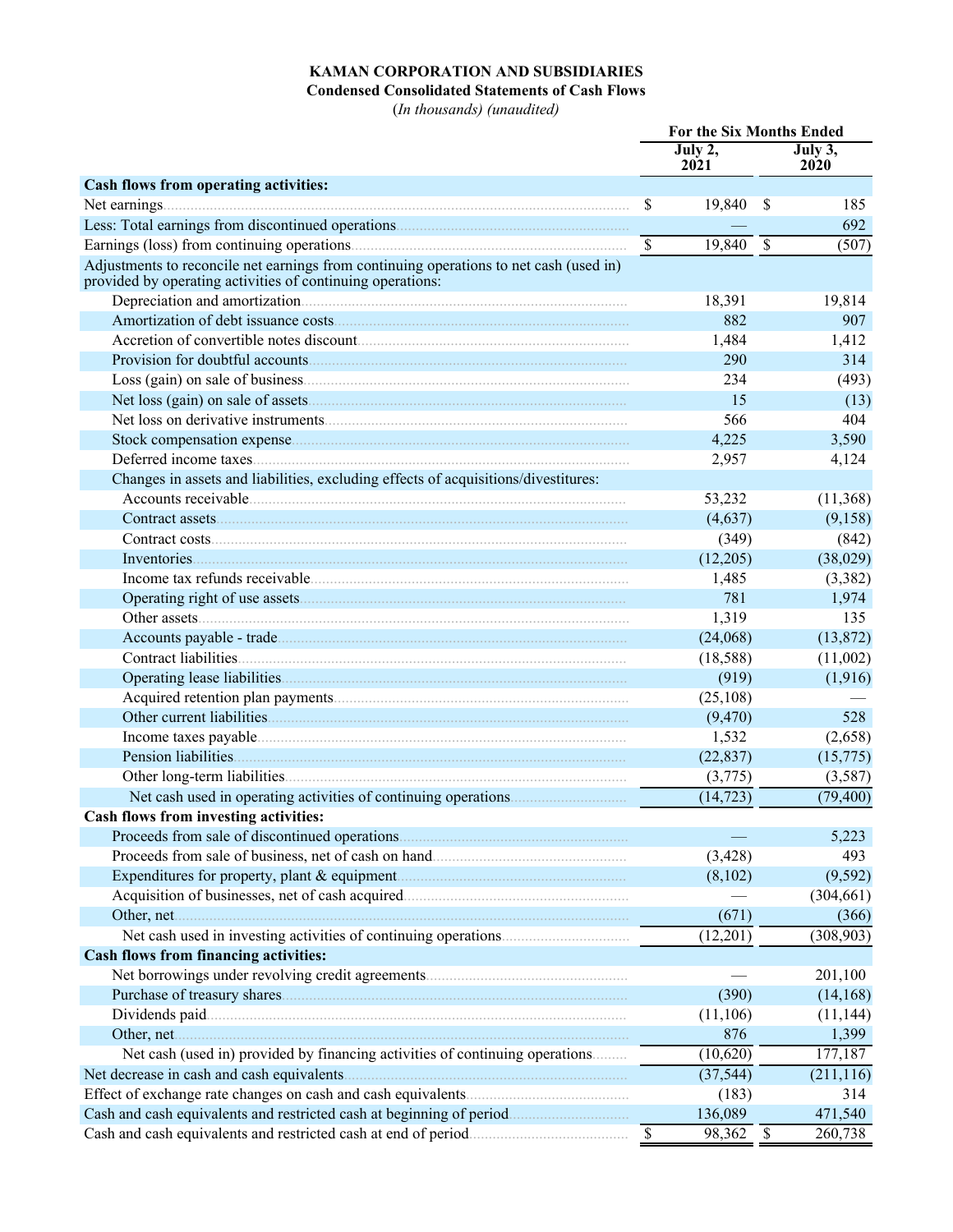**KAMAN CORPORATION AND SUBSIDIARIES**
**Condensed Consolidated Statements of Cash Flows**
(*In thousands) (unaudited)*

| | For the Six Months Ended | |
|---|---|---|
| | July 2, 2021 | July 3, 2020 |
| **Cash flows from operating activities:** | | |
| Net earnings | $ 19,840 | $ 185 |
| Less: Total earnings from discontinued operations | — | 692 |
| Earnings (loss) from continuing operations | $ 19,840 | $ (507) |
| Adjustments to reconcile net earnings from continuing operations to net cash (used in) provided by operating activities of continuing operations: | | |
| Depreciation and amortization | 18,391 | 19,814 |
| Amortization of debt issuance costs | 882 | 907 |
| Accretion of convertible notes discount | 1,484 | 1,412 |
| Provision for doubtful accounts | 290 | 314 |
| Loss (gain) on sale of business | 234 | (493) |
| Net loss (gain) on sale of assets | 15 | (13) |
| Net loss on derivative instruments | 566 | 404 |
| Stock compensation expense | 4,225 | 3,590 |
| Deferred income taxes | 2,957 | 4,124 |
| Changes in assets and liabilities, excluding effects of acquisitions/divestitures: | | |
| Accounts receivable | 53,232 | (11,368) |
| Contract assets | (4,637) | (9,158) |
| Contract costs | (349) | (842) |
| Inventories | (12,205) | (38,029) |
| Income tax refunds receivable | 1,485 | (3,382) |
| Operating right of use assets | 781 | 1,974 |
| Other assets | 1,319 | 135 |
| Accounts payable - trade | (24,068) | (13,872) |
| Contract liabilities | (18,588) | (11,002) |
| Operating lease liabilities | (919) | (1,916) |
| Acquired retention plan payments | (25,108) | — |
| Other current liabilities | (9,470) | 528 |
| Income taxes payable | 1,532 | (2,658) |
| Pension liabilities | (22,837) | (15,775) |
| Other long-term liabilities | (3,775) | (3,587) |
| Net cash used in operating activities of continuing operations | (14,723) | (79,400) |
| **Cash flows from investing activities:** | | |
| Proceeds from sale of discontinued operations | — | 5,223 |
| Proceeds from sale of business, net of cash on hand | (3,428) | 493 |
| Expenditures for property, plant & equipment | (8,102) | (9,592) |
| Acquisition of businesses, net of cash acquired | — | (304,661) |
| Other, net | (671) | (366) |
| Net cash used in investing activities of continuing operations | (12,201) | (308,903) |
| **Cash flows from financing activities:** | | |
| Net borrowings under revolving credit agreements | — | 201,100 |
| Purchase of treasury shares | (390) | (14,168) |
| Dividends paid | (11,106) | (11,144) |
| Other, net | 876 | 1,399 |
| Net cash (used in) provided by financing activities of continuing operations | (10,620) | 177,187 |
| Net decrease in cash and cash equivalents | (37,544) | (211,116) |
| Effect of exchange rate changes on cash and cash equivalents | (183) | 314 |
| Cash and cash equivalents and restricted cash at beginning of period | 136,089 | 471,540 |
| Cash and cash equivalents and restricted cash at end of period | $ 98,362 | $ 260,738 |